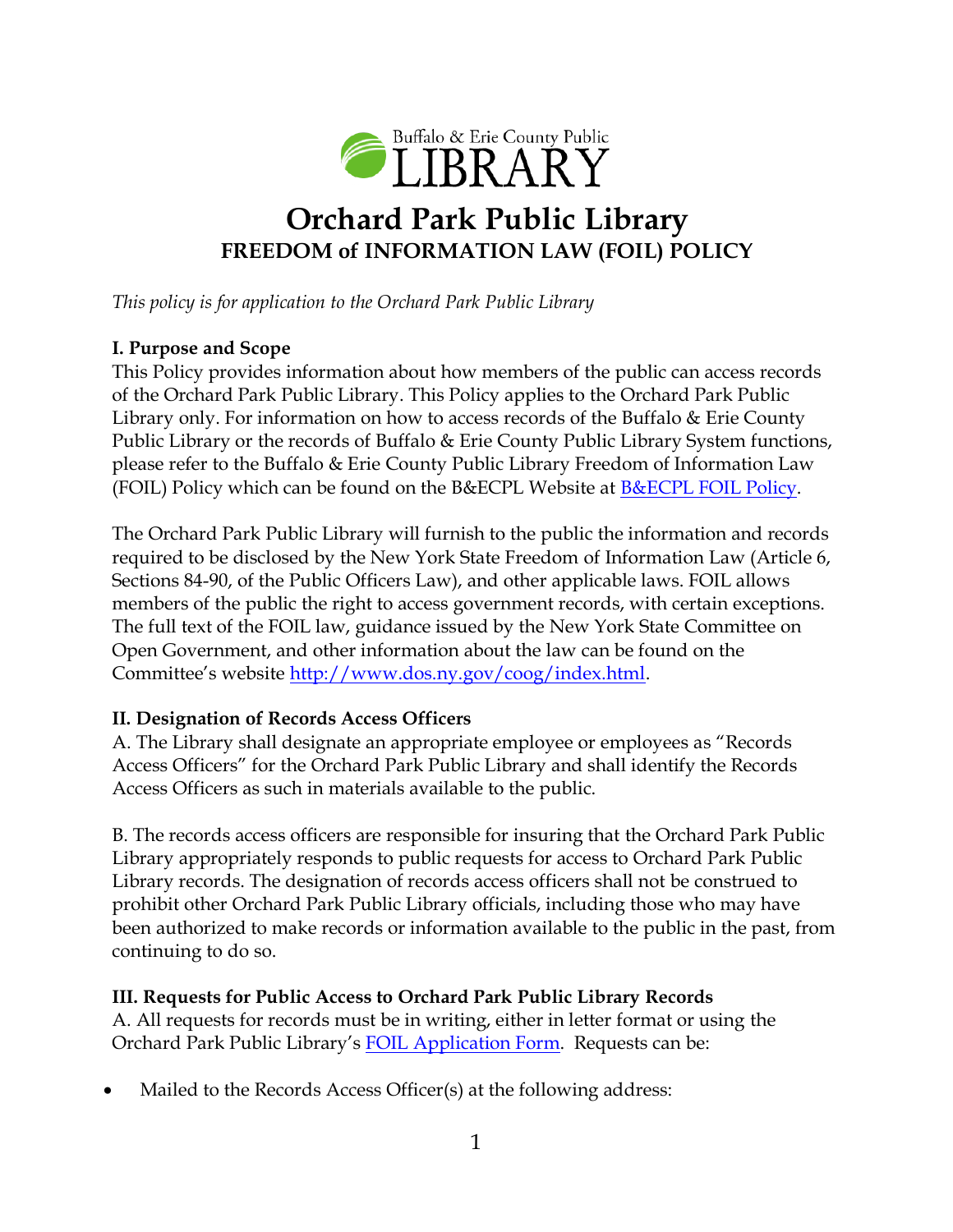Buffalo & Erie County Public LIBRARY

# Orchard Park Public Library

## FREEDOM of INFORMATION LAW (FOIL) POLICY

*This policy is for application to the Orchard Park Public Library*

**I. Purpose and Scope**

This Policy provides information about how members of the public can access records of the Orchard Park Public Library. This Policy applies to the Orchard Park Public Library only. For information on how to access records of the Buffalo & Erie County Public Library or the records of Buffalo & Erie County Public Library System functions, please refer to the Buffalo & Erie County Public Library Freedom of Information Law (FOIL) Policy which can be found on the B&ECPL Website at [B&ECPL FOIL Policy](B&ECPL FOIL Policy).

The Orchard Park Public Library will furnish to the public the information and records required to be disclosed by the New York State Freedom of Information Law (Article 6, Sections 84-90, of the Public Officers Law), and other applicable laws. FOIL allows members of the public the right to access government records, with certain exceptions. The full text of the FOIL law, guidance issued by the New York State Committee on Open Government, and other information about the law can be found on the Committee's website [http://www.dos.ny.gov/coog/index.html](http://www.dos.ny.gov/coog/index.html).

**II. Designation of Records Access Officers**

A. The Library shall designate an appropriate employee or employees as "Records Access Officers" for the Orchard Park Public Library and shall identify the Records Access Officers as such in materials available to the public.

B. The records access officers are responsible for insuring that the Orchard Park Public Library appropriately responds to public requests for access to Orchard Park Public Library records. The designation of records access officers shall not be construed to prohibit other Orchard Park Public Library officials, including those who may have been authorized to make records or information available to the public in the past, from continuing to do so.

**III. Requests for Public Access to Orchard Park Public Library Records**

A. All requests for records must be in writing, either in letter format or using the Orchard Park Public Library's [FOIL Application Form](FOIL Application Form). Requests can be:

- Mailed to the Records Access Officer(s) at the following address: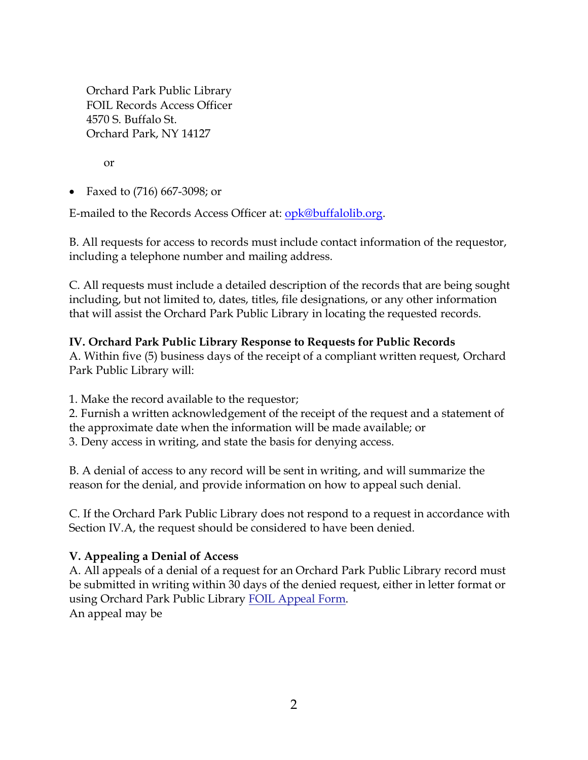Orchard Park Public Library
FOIL Records Access Officer
4570 S. Buffalo St.
Orchard Park, NY 14127

or

- Faxed to (716) 667-3098; or

E-mailed to the Records Access Officer at: opk@buffalolib.org.

B. All requests for access to records must include contact information of the requestor, including a telephone number and mailing address.

C. All requests must include a detailed description of the records that are being sought including, but not limited to, dates, titles, file designations, or any other information that will assist the Orchard Park Public Library in locating the requested records.

**IV. Orchard Park Public Library Response to Requests for Public Records**

A. Within five (5) business days of the receipt of a compliant written request, Orchard Park Public Library will:

1. Make the record available to the requestor;
2. Furnish a written acknowledgement of the receipt of the request and a statement of the approximate date when the information will be made available; or
3. Deny access in writing, and state the basis for denying access.

B. A denial of access to any record will be sent in writing, and will summarize the reason for the denial, and provide information on how to appeal such denial.

C. If the Orchard Park Public Library does not respond to a request in accordance with Section IV.A, the request should be considered to have been denied.

**V. Appealing a Denial of Access**

A. All appeals of a denial of a request for an Orchard Park Public Library record must be submitted in writing within 30 days of the denied request, either in letter format or using Orchard Park Public Library FOIL Appeal Form.
An appeal may be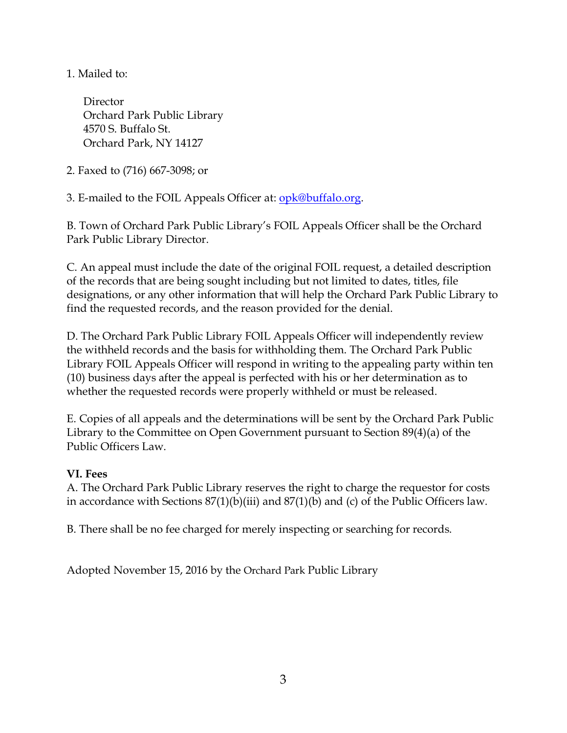1. Mailed to:

   Director
   Orchard Park Public Library
   4570 S. Buffalo St.
   Orchard Park, NY 14127

2. Faxed to (716) 667-3098; or

3. E-mailed to the FOIL Appeals Officer at: opk@buffalo.org.

B. Town of Orchard Park Public Library's FOIL Appeals Officer shall be the Orchard Park Public Library Director.

C. An appeal must include the date of the original FOIL request, a detailed description of the records that are being sought including but not limited to dates, titles, file designations, or any other information that will help the Orchard Park Public Library to find the requested records, and the reason provided for the denial.

D. The Orchard Park Public Library FOIL Appeals Officer will independently review the withheld records and the basis for withholding them. The Orchard Park Public Library FOIL Appeals Officer will respond in writing to the appealing party within ten (10) business days after the appeal is perfected with his or her determination as to whether the requested records were properly withheld or must be released.

E. Copies of all appeals and the determinations will be sent by the Orchard Park Public Library to the Committee on Open Government pursuant to Section 89(4)(a) of the Public Officers Law.

**VI. Fees**

A. The Orchard Park Public Library reserves the right to charge the requestor for costs in accordance with Sections 87(1)(b)(iii) and 87(1)(b) and (c) of the Public Officers law.

B. There shall be no fee charged for merely inspecting or searching for records.

Adopted November 15, 2016 by the Orchard Park Public Library